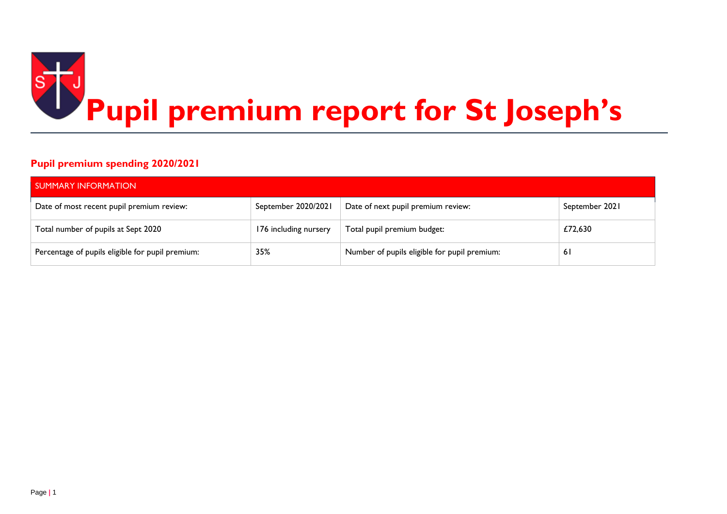# Pupil premium report for St Joseph's

## Pupil premium spending 2020/2021

| SUMMARY INFORMATION | | | |
|---|---|---|---|
| Date of most recent pupil premium review: | September 2020/2021 | Date of next pupil premium review: | September 2021 |
| Total number of pupils at Sept 2020 | 176 including nursery | Total pupil premium budget: | £72,630 |
| Percentage of pupils eligible for pupil premium: | 35% | Number of pupils eligible for pupil premium: | 61 |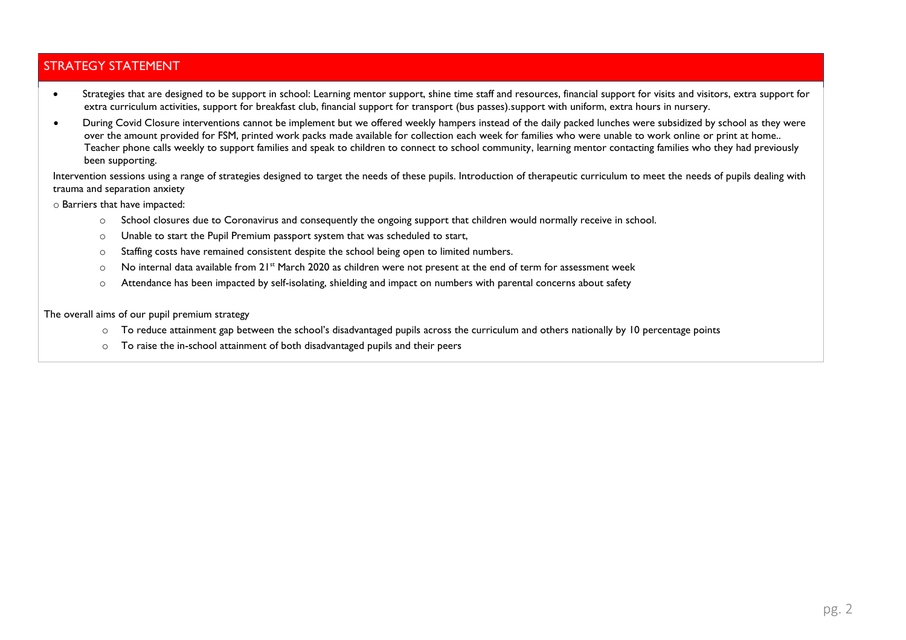## STRATEGY STATEMENT

- Strategies that are designed to be support in school: Learning mentor support, shine time staff and resources, financial support for visits and visitors, extra support for extra curriculum activities, support for breakfast club, financial support for transport (bus passes).support with uniform, extra hours in nursery.
- During Covid Closure interventions cannot be implement but we offered weekly hampers instead of the daily packed lunches were subsidized by school as they were over the amount provided for FSM, printed work packs made available for collection each week for families who were unable to work online or print at home.. Teacher phone calls weekly to support families and speak to children to connect to school community, learning mentor contacting families who they had previously been supporting.

Intervention sessions using a range of strategies designed to target the needs of these pupils. Introduction of therapeutic curriculum to meet the needs of pupils dealing with trauma and separation anxiety

o Barriers that have impacted:

- School closures due to Coronavirus and consequently the ongoing support that children would normally receive in school.
- Unable to start the Pupil Premium passport system that was scheduled to start,
- Staffing costs have remained consistent despite the school being open to limited numbers.
- No internal data available from 21st March 2020 as children were not present at the end of term for assessment week
- Attendance has been impacted by self-isolating, shielding and impact on numbers with parental concerns about safety

The overall aims of our pupil premium strategy

- To reduce attainment gap between the school's disadvantaged pupils across the curriculum and others nationally by 10 percentage points
- To raise the in-school attainment of both disadvantaged pupils and their peers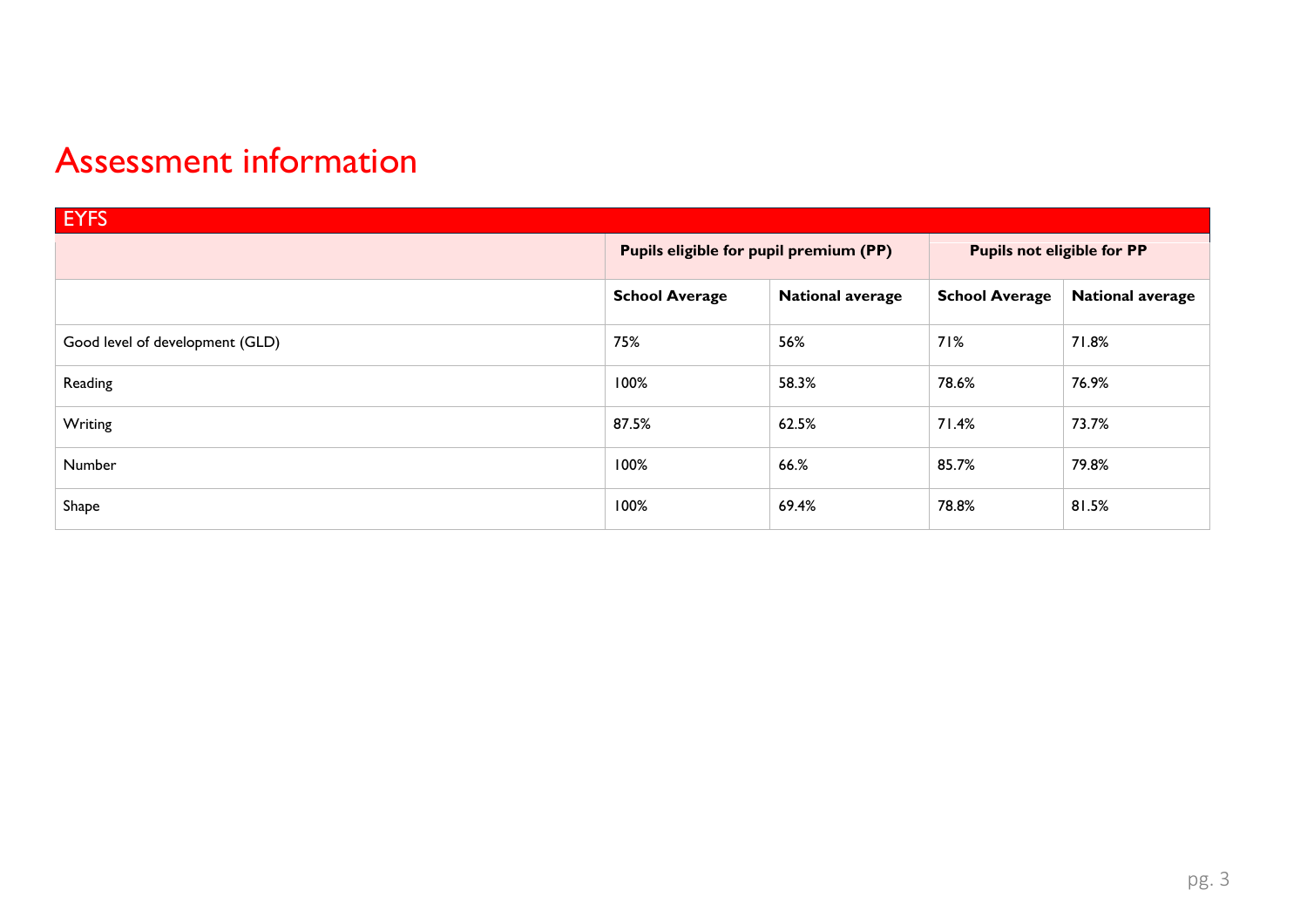# Assessment information

| EYFS | | | | |
|---|---|---|---|---|
| | **Pupils eligible for pupil premium (PP)** | | **Pupils not eligible for PP** | |
| | **School Average** | **National average** | **School Average** | **National average** |
| Good level of development (GLD) | 75% | 56% | 71% | 71.8% |
| Reading | 100% | 58.3% | 78.6% | 76.9% |
| Writing | 87.5% | 62.5% | 71.4% | 73.7% |
| Number | 100% | 66.% | 85.7% | 79.8% |
| Shape | 100% | 69.4% | 78.8% | 81.5% |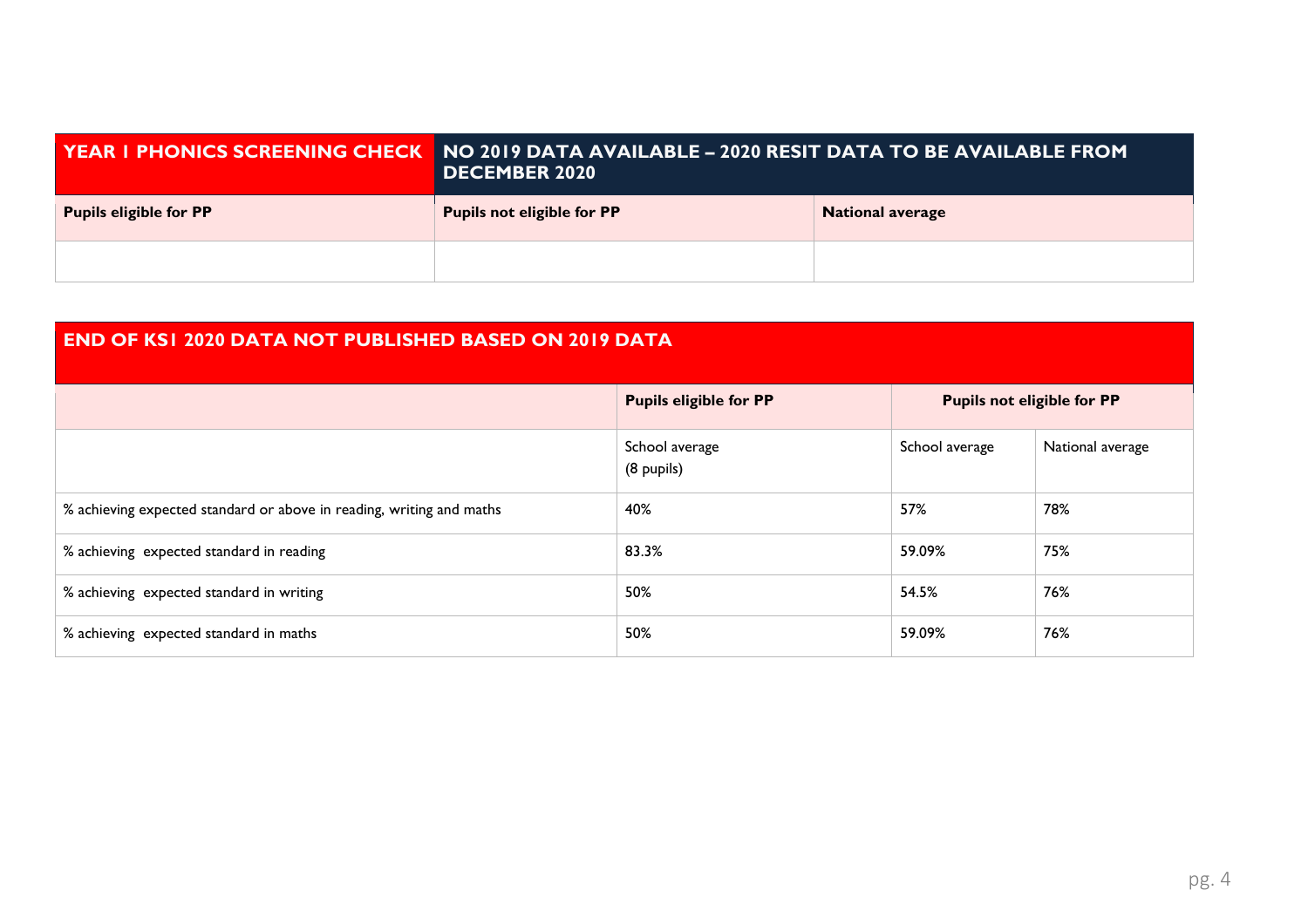| YEAR 1 PHONICS SCREENING CHECK | NO 2019 DATA AVAILABLE – 2020 RESIT DATA TO BE AVAILABLE FROM DECEMBER 2020 | |
|---|---|---|
| **Pupils eligible for PP** | **Pupils not eligible for PP** | **National average** |
| | | |

| END OF KS1 2020 DATA NOT PUBLISHED BASED ON 2019 DATA | | | |
|---|---|---|---|
| | **Pupils eligible for PP** | **Pupils not eligible for PP** | |
| | School average (8 pupils) | School average | National average |
| % achieving expected standard or above in reading, writing and maths | 40% | 57% | 78% |
| % achieving expected standard in reading | 83.3% | 59.09% | 75% |
| % achieving expected standard in writing | 50% | 54.5% | 76% |
| % achieving expected standard in maths | 50% | 59.09% | 76% |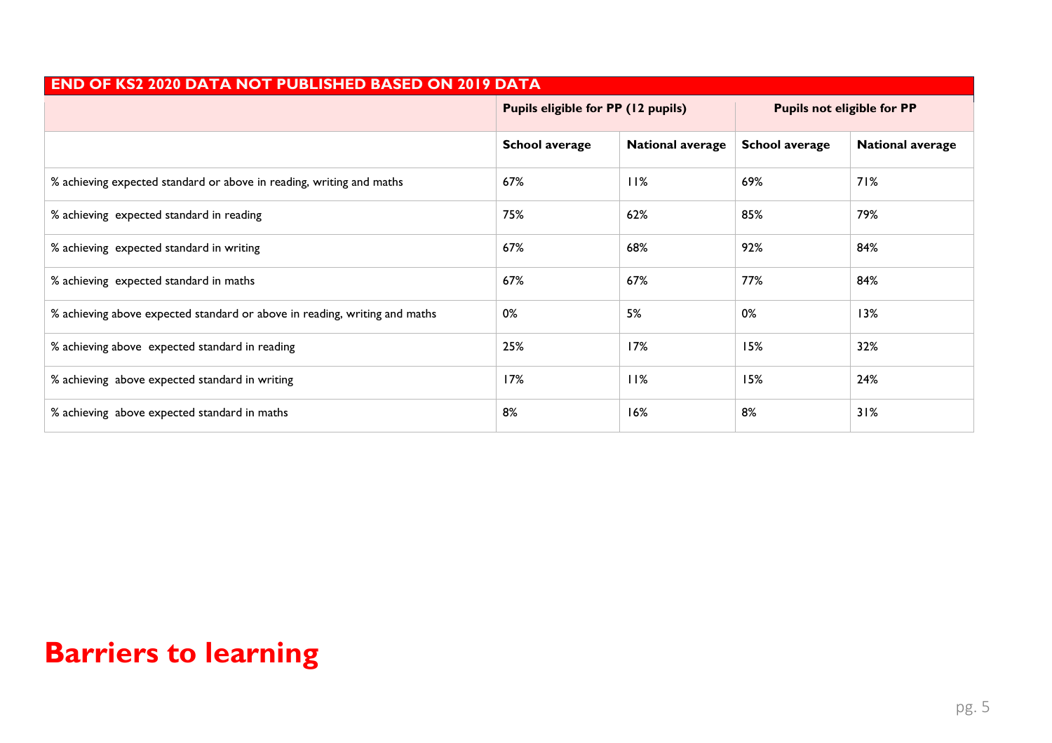| END OF KS2 2020 DATA NOT PUBLISHED BASED ON 2019 DATA | | | | |
|---|---|---|---|---|
| | Pupils eligible for PP (12 pupils) | | Pupils not eligible for PP | |
| | School average | National average | School average | National average |
| % achieving expected standard or above in reading, writing and maths | 67% | 11% | 69% | 71% |
| % achieving expected standard in reading | 75% | 62% | 85% | 79% |
| % achieving expected standard in writing | 67% | 68% | 92% | 84% |
| % achieving expected standard in maths | 67% | 67% | 77% | 84% |
| % achieving above expected standard or above in reading, writing and maths | 0% | 5% | 0% | 13% |
| % achieving above expected standard in reading | 25% | 17% | 15% | 32% |
| % achieving above expected standard in writing | 17% | 11% | 15% | 24% |
| % achieving above expected standard in maths | 8% | 16% | 8% | 31% |

# Barriers to learning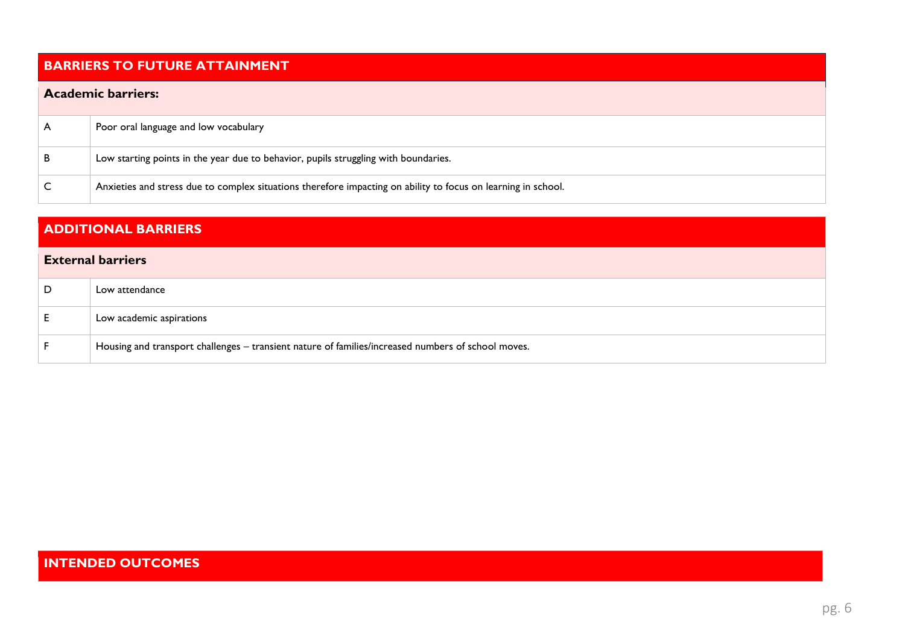## BARRIERS TO FUTURE ATTAINMENT

### Academic barriers:

| | |
|---|---|
| A | Poor oral language and low vocabulary |
| B | Low starting points in the year due to behavior, pupils struggling with boundaries. |
| C | Anxieties and stress due to complex situations therefore impacting on ability to focus on learning in school. |

## ADDITIONAL BARRIERS

### External barriers

| | |
|---|---|
| D | Low attendance |
| E | Low academic aspirations |
| F | Housing and transport challenges – transient nature of families/increased numbers of school moves. |

## INTENDED OUTCOMES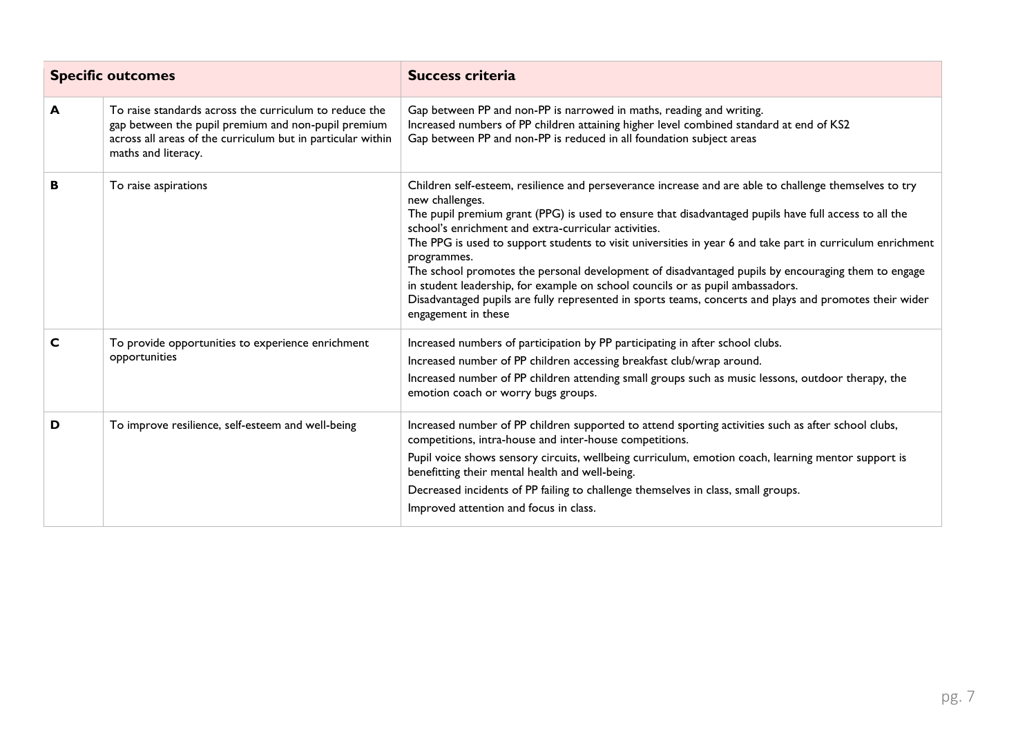| Specific outcomes | | Success criteria |
|---|---|---|
| **A** | To raise standards across the curriculum to reduce the gap between the pupil premium and non-pupil premium across all areas of the curriculum but in particular within maths and literacy. | Gap between PP and non-PP is narrowed in maths, reading and writing.<br>Increased numbers of PP children attaining higher level combined standard at end of KS2<br>Gap between PP and non-PP is reduced in all foundation subject areas |
| **B** | To raise aspirations | Children self-esteem, resilience and perseverance increase and are able to challenge themselves to try new challenges.<br>The pupil premium grant (PPG) is used to ensure that disadvantaged pupils have full access to all the school's enrichment and extra-curricular activities.<br>The PPG is used to support students to visit universities in year 6 and take part in curriculum enrichment programmes.<br>The school promotes the personal development of disadvantaged pupils by encouraging them to engage in student leadership, for example on school councils or as pupil ambassadors.<br>Disadvantaged pupils are fully represented in sports teams, concerts and plays and promotes their wider engagement in these |
| **C** | To provide opportunities to experience enrichment opportunities | Increased numbers of participation by PP participating in after school clubs.<br>Increased number of PP children accessing breakfast club/wrap around.<br>Increased number of PP children attending small groups such as music lessons, outdoor therapy, the emotion coach or worry bugs groups. |
| **D** | To improve resilience, self-esteem and well-being | Increased number of PP children supported to attend sporting activities such as after school clubs, competitions, intra-house and inter-house competitions.<br>Pupil voice shows sensory circuits, wellbeing curriculum, emotion coach, learning mentor support is benefitting their mental health and well-being.<br>Decreased incidents of PP failing to challenge themselves in class, small groups.<br>Improved attention and focus in class. |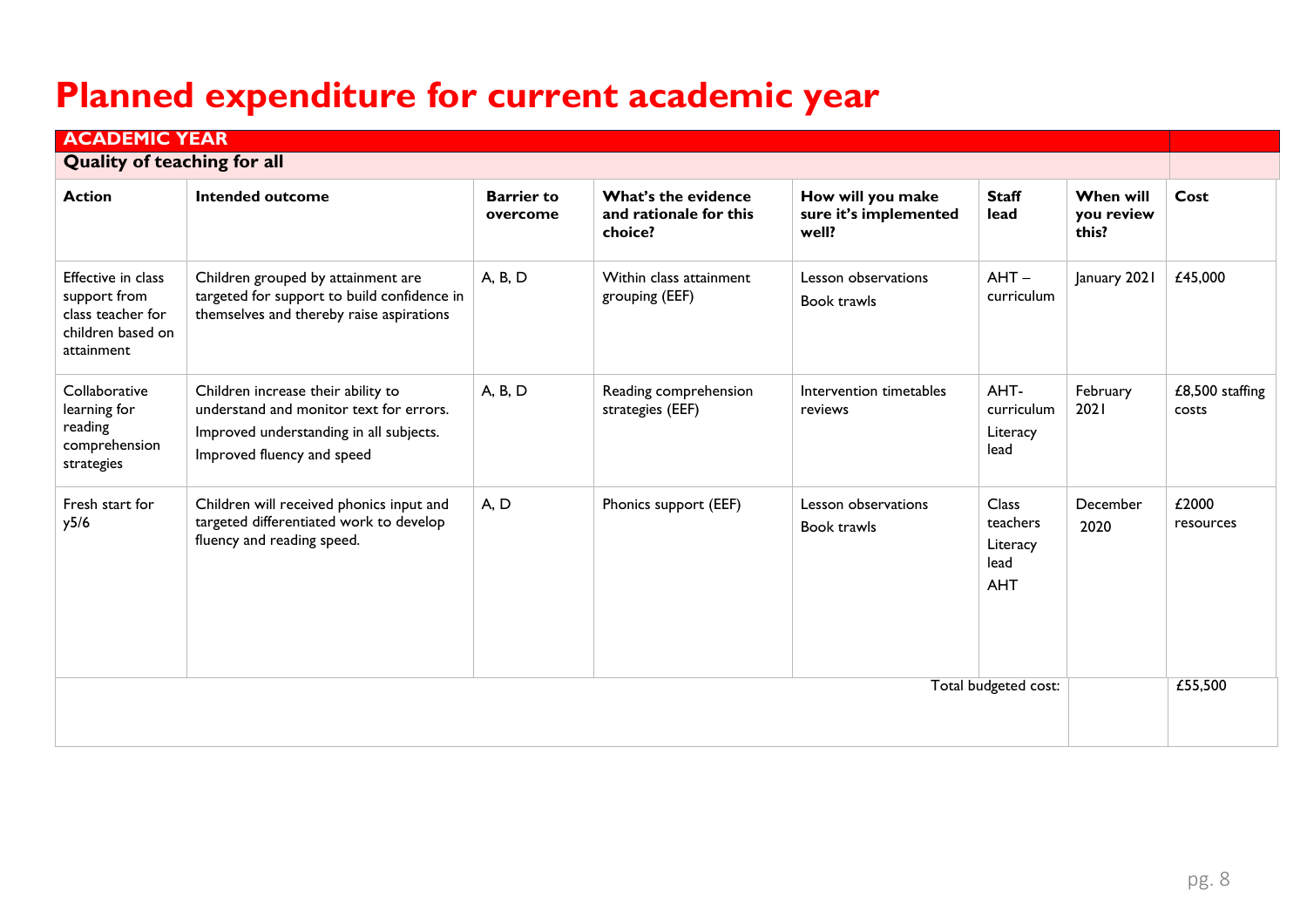# Planned expenditure for current academic year

| ACADEMIC YEAR | | | | | | | |
|---|---|---|---|---|---|---|---|
| **Quality of teaching for all** | | | | | | | |
| **Action** | **Intended outcome** | **Barrier to overcome** | **What's the evidence and rationale for this choice?** | **How will you make sure it's implemented well?** | **Staff lead** | **When will you review this?** | **Cost** |
| Effective in class support from class teacher for children based on attainment | Children grouped by attainment are targeted for support to build confidence in themselves and thereby raise aspirations | A, B, D | Within class attainment grouping (EEF) | Lesson observations<br>Book trawls | AHT – curriculum | January 2021 | £45,000 |
| Collaborative learning for reading comprehension strategies | Children increase their ability to understand and monitor text for errors.<br>Improved understanding in all subjects.<br>Improved fluency and speed | A, B, D | Reading comprehension strategies (EEF) | Intervention timetables reviews | AHT- curriculum<br>Literacy lead | February 2021 | £8,500 staffing costs |
| Fresh start for y5/6 | Children will received phonics input and targeted differentiated work to develop fluency and reading speed. | A, D | Phonics support (EEF) | Lesson observations<br>Book trawls | Class teachers<br>Literacy lead<br>AHT | December 2020 | £2000 resources |
| | | | | | Total budgeted cost: | | £55,500 |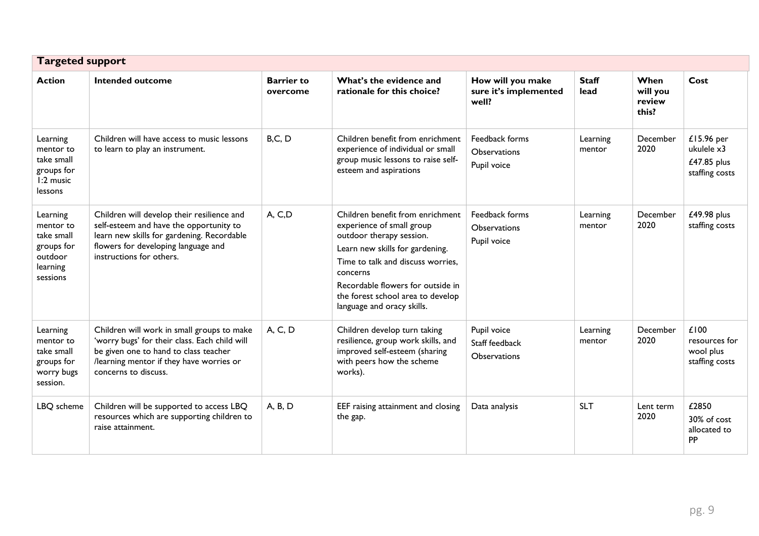## Targeted support

| Action | Intended outcome | Barrier to overcome | What's the evidence and rationale for this choice? | How will you make sure it's implemented well? | Staff lead | When will you review this? | Cost |
|---|---|---|---|---|---|---|---|
| Learning mentor to take small groups for 1:2 music lessons | Children will have access to music lessons to learn to play an instrument. | B,C, D | Children benefit from enrichment experience of individual or small group music lessons to raise self-esteem and aspirations | Feedback forms<br>Observations<br>Pupil voice | Learning mentor | December 2020 | £15.96 per ukulele x3<br>£47.85 plus staffing costs |
| Learning mentor to take small groups for outdoor learning sessions | Children will develop their resilience and self-esteem and have the opportunity to learn new skills for gardening. Recordable flowers for developing language and instructions for others. | A, C,D | Children benefit from enrichment experience of small group outdoor therapy session.<br>Learn new skills for gardening.<br>Time to talk and discuss worries, concerns<br>Recordable flowers for outside in the forest school area to develop language and oracy skills. | Feedback forms<br>Observations<br>Pupil voice | Learning mentor | December 2020 | £49.98 plus staffing costs |
| Learning mentor to take small groups for worry bugs session. | Children will work in small groups to make 'worry bugs' for their class. Each child will be given one to hand to class teacher /learning mentor if they have worries or concerns to discuss. | A, C, D | Children develop turn taking resilience, group work skills, and improved self-esteem (sharing with peers how the scheme works). | Pupil voice<br>Staff feedback<br>Observations | Learning mentor | December 2020 | £100 resources for wool plus staffing costs |
| LBQ scheme | Children will be supported to access LBQ resources which are supporting children to raise attainment. | A, B, D | EEF raising attainment and closing the gap. | Data analysis | SLT | Lent term 2020 | £2850<br>30% of cost allocated to PP |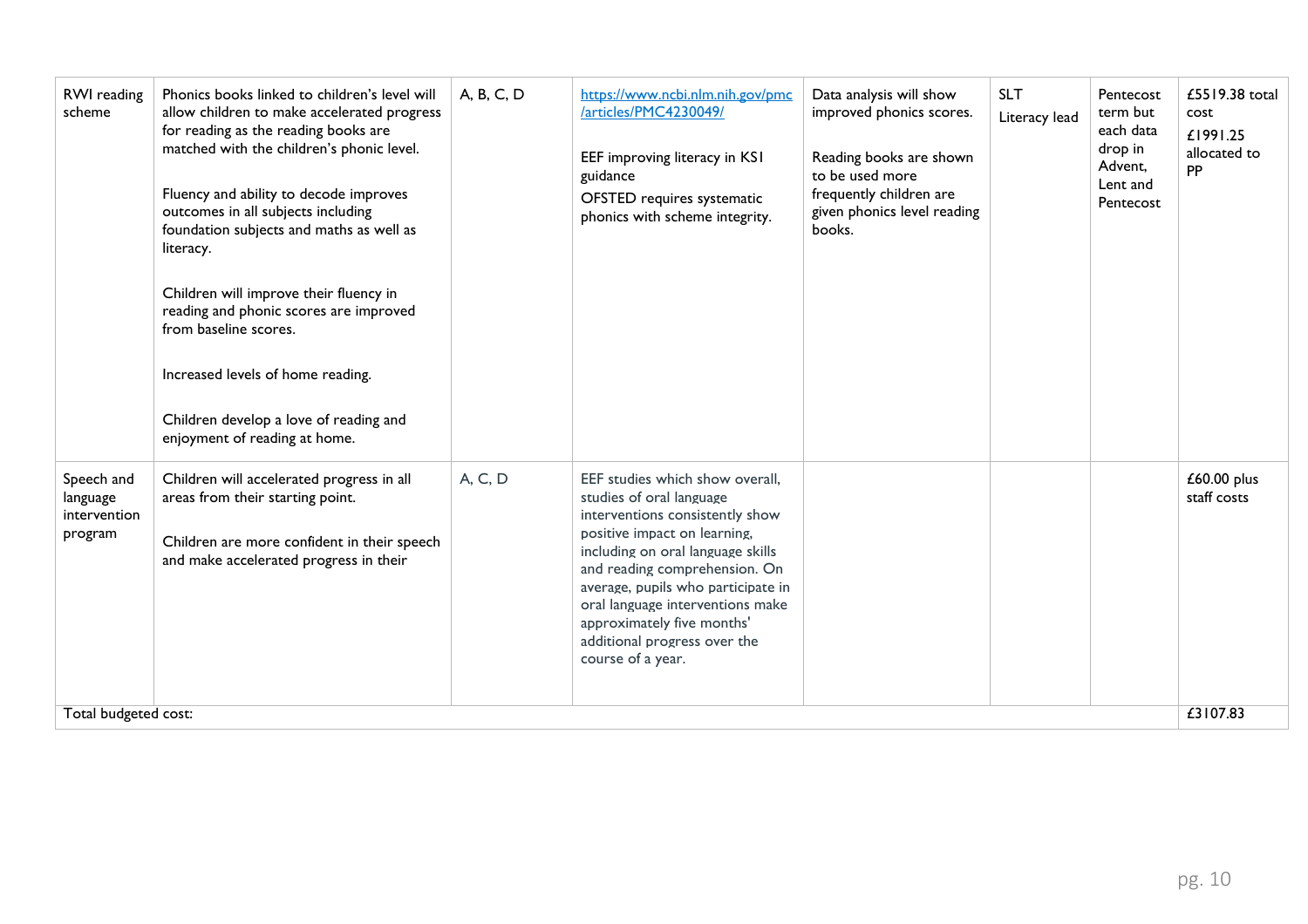| RWI reading scheme | Phonics books linked to children's level will allow children to make accelerated progress for reading as the reading books are matched with the children's phonic level.<br><br>Fluency and ability to decode improves outcomes in all subjects including foundation subjects and maths as well as literacy.<br><br>Children will improve their fluency in reading and phonic scores are improved from baseline scores.<br><br>Increased levels of home reading.<br><br>Children develop a love of reading and enjoyment of reading at home. | A, B, C, D | https://www.ncbi.nlm.nih.gov/pmc/articles/PMC4230049/<br><br>EEF improving literacy in KS1 guidance<br>OFSTED requires systematic phonics with scheme integrity. | Data analysis will show improved phonics scores.<br><br>Reading books are shown to be used more frequently children are given phonics level reading books. | SLT<br>Literacy lead | Pentecost term but each data drop in Advent, Lent and Pentecost | £5519.38 total cost<br>£1991.25 allocated to PP |
|---|---|---|---|---|---|---|---|
| Speech and language intervention program | Children will accelerated progress in all areas from their starting point.<br><br>Children are more confident in their speech and make accelerated progress in their | A, C, D | EEF studies which show overall, studies of oral language interventions consistently show positive impact on learning, including on oral language skills and reading comprehension. On average, pupils who participate in oral language interventions make approximately five months' additional progress over the course of a year. | | | | £60.00 plus staff costs |
| Total budgeted cost: | | | | | | | £3107.83 |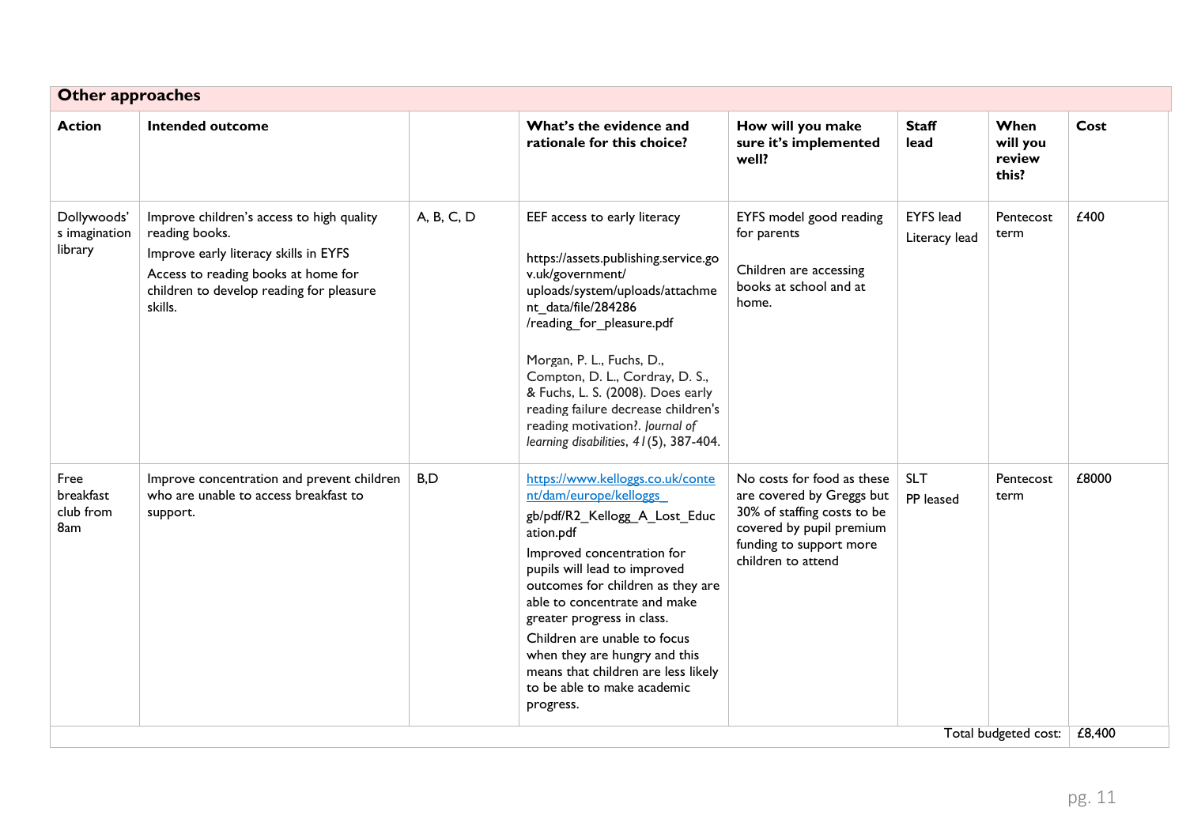## Other approaches

| Action | Intended outcome | | What's the evidence and rationale for this choice? | How will you make sure it's implemented well? | Staff lead | When will you review this? | Cost |
|---|---|---|---|---|---|---|---|
| Dollywoods' s imagination library | Improve children's access to high quality reading books.<br>Improve early literacy skills in EYFS<br>Access to reading books at home for children to develop reading for pleasure skills. | A, B, C, D | EEF access to early literacy<br><br>https://assets.publishing.service.gov.uk/government/uploads/system/uploads/attachment_data/file/284286/reading_for_pleasure.pdf<br><br>Morgan, P. L., Fuchs, D., Compton, D. L., Cordray, D. S., & Fuchs, L. S. (2008). Does early reading failure decrease children's reading motivation?. *Journal of learning disabilities*, *41*(5), 387-404. | EYFS model good reading for parents<br><br>Children are accessing books at school and at home. | EYFS lead<br>Literacy lead | Pentecost term | £400 |
| Free breakfast club from 8am | Improve concentration and prevent children who are unable to access breakfast to support. | B,D | https://www.kelloggs.co.uk/content/dam/europe/kelloggs_gb/pdf/R2_Kellogg_A_Lost_Education.pdf<br>Improved concentration for pupils will lead to improved outcomes for children as they are able to concentrate and make greater progress in class.<br>Children are unable to focus when they are hungry and this means that children are less likely to be able to make academic progress. | No costs for food as these are covered by Greggs but 30% of staffing costs to be covered by pupil premium funding to support more children to attend | SLT<br>PP leased | Pentecost term | £8000 |
| | | | | | | Total budgeted cost: | £8,400 |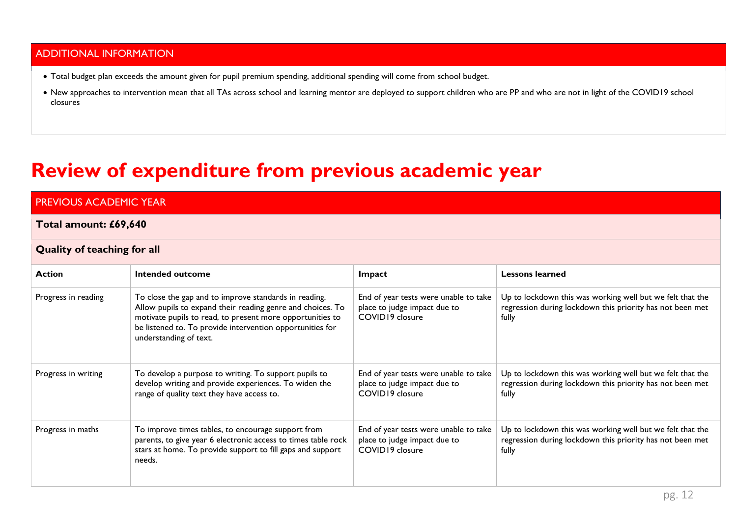## ADDITIONAL INFORMATION

- Total budget plan exceeds the amount given for pupil premium spending, additional spending will come from school budget.
- New approaches to intervention mean that all TAs across school and learning mentor are deployed to support children who are PP and who are not in light of the COVID19 school closures

# Review of expenditure from previous academic year

## PREVIOUS ACADEMIC YEAR

**Total amount: £69,640**

**Quality of teaching for all**

| Action | Intended outcome | Impact | Lessons learned |
|---|---|---|---|
| Progress in reading | To close the gap and to improve standards in reading. Allow pupils to expand their reading genre and choices. To motivate pupils to read, to present more opportunities to be listened to. To provide intervention opportunities for understanding of text. | End of year tests were unable to take place to judge impact due to COVID19 closure | Up to lockdown this was working well but we felt that the regression during lockdown this priority has not been met fully |
| Progress in writing | To develop a purpose to writing. To support pupils to develop writing and provide experiences. To widen the range of quality text they have access to. | End of year tests were unable to take place to judge impact due to COVID19 closure | Up to lockdown this was working well but we felt that the regression during lockdown this priority has not been met fully |
| Progress in maths | To improve times tables, to encourage support from parents, to give year 6 electronic access to times table rock stars at home. To provide support to fill gaps and support needs. | End of year tests were unable to take place to judge impact due to COVID19 closure | Up to lockdown this was working well but we felt that the regression during lockdown this priority has not been met fully |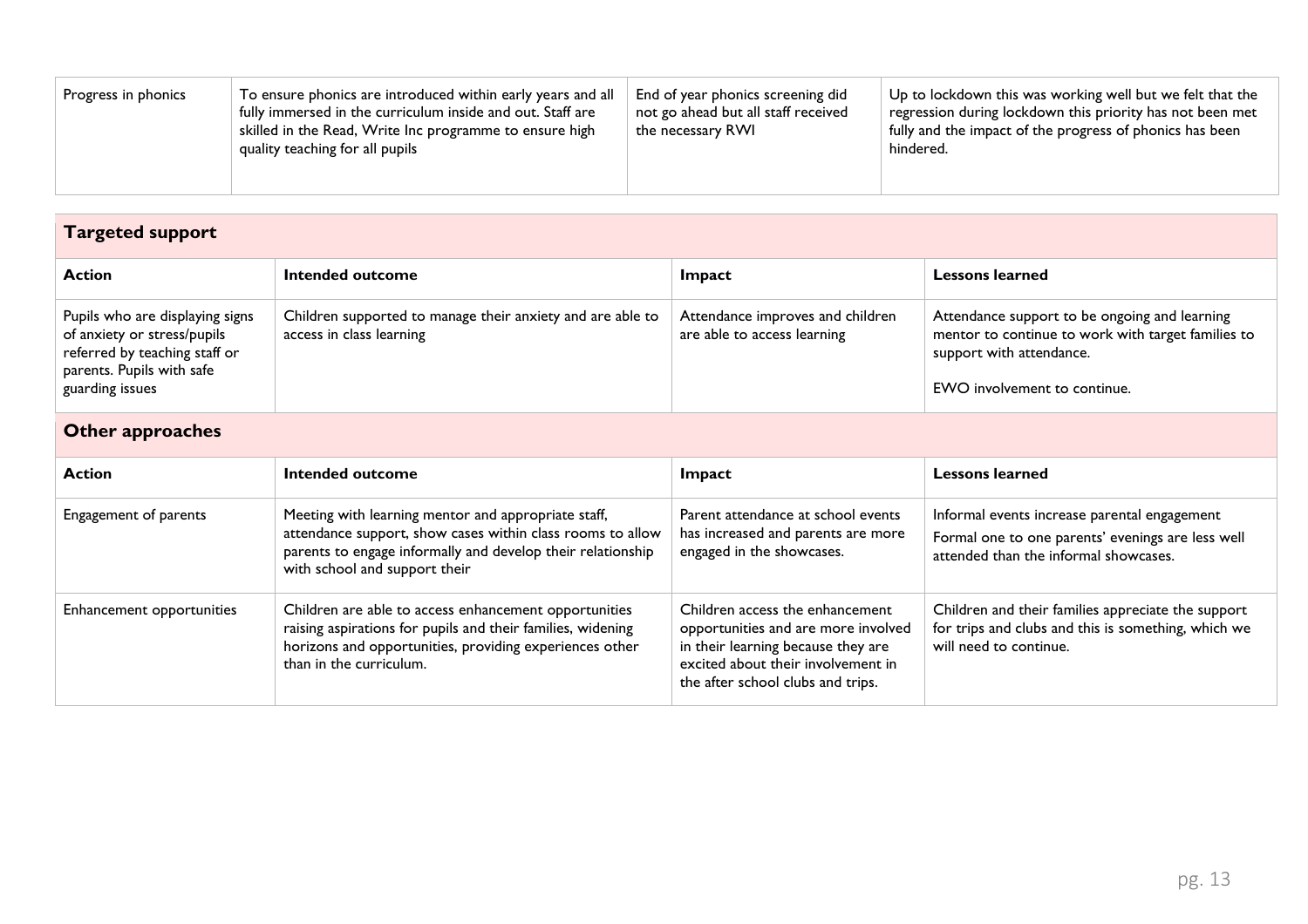| | | | |
|---|---|---|---|
| Progress in phonics | To ensure phonics are introduced within early years and all fully immersed in the curriculum inside and out. Staff are skilled in the Read, Write Inc programme to ensure high quality teaching for all pupils | End of year phonics screening did not go ahead but all staff received the necessary RWI | Up to lockdown this was working well but we felt that the regression during lockdown this priority has not been met fully and the impact of the progress of phonics has been hindered. |

## Targeted support

| Action | Intended outcome | Impact | Lessons learned |
|---|---|---|---|
| Pupils who are displaying signs of anxiety or stress/pupils referred by teaching staff or parents. Pupils with safe guarding issues | Children supported to manage their anxiety and are able to access in class learning | Attendance improves and children are able to access learning | Attendance support to be ongoing and learning mentor to continue to work with target families to support with attendance.<br><br>EWO involvement to continue. |

## Other approaches

| Action | Intended outcome | Impact | Lessons learned |
|---|---|---|---|
| Engagement of parents | Meeting with learning mentor and appropriate staff, attendance support, show cases within class rooms to allow parents to engage informally and develop their relationship with school and support their | Parent attendance at school events has increased and parents are more engaged in the showcases. | Informal events increase parental engagement<br>Formal one to one parents' evenings are less well attended than the informal showcases. |
| Enhancement opportunities | Children are able to access enhancement opportunities raising aspirations for pupils and their families, widening horizons and opportunities, providing experiences other than in the curriculum. | Children access the enhancement opportunities and are more involved in their learning because they are excited about their involvement in the after school clubs and trips. | Children and their families appreciate the support for trips and clubs and this is something, which we will need to continue. |